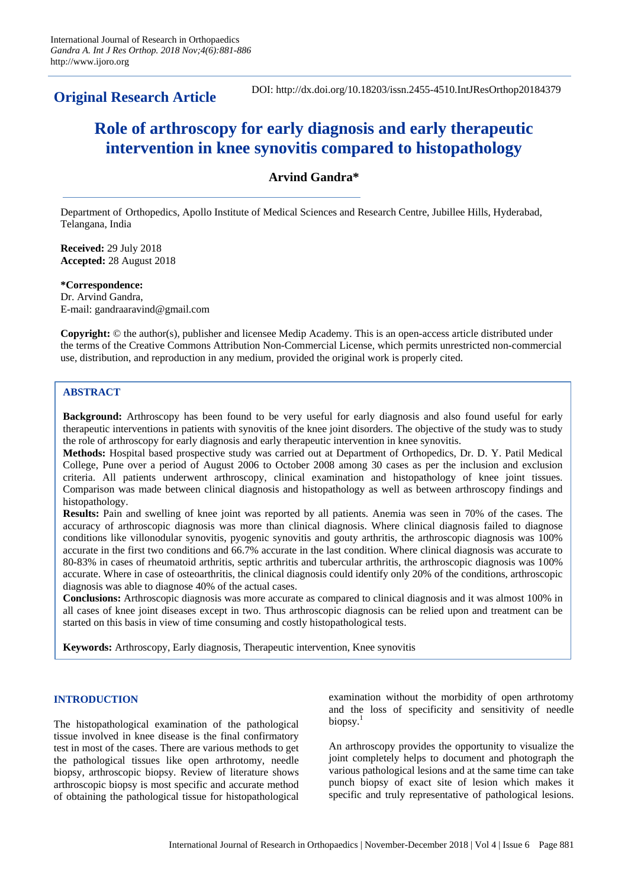**Original Research Article**

DOI: http://dx.doi.org/10.18203/issn.2455-4510.IntJResOrthop20184379

# Role of arthroscopy for early diagnosis and early therapeutic intervention in knee synovitis compared to histopathology

**Arvind Gandra***

Department of Orthopedics, Apollo Institute of Medical Sciences and Research Centre, Jubillee Hills, Hyderabad, Telangana, India

**Received:** 29 July 2018
**Accepted:** 28 August 2018

***Correspondence:**
Dr. Arvind Gandra,
E-mail: gandraaravind@gmail.com

**Copyright:** © the author(s), publisher and licensee Medip Academy. This is an open-access article distributed under the terms of the Creative Commons Attribution Non-Commercial License, which permits unrestricted non-commercial use, distribution, and reproduction in any medium, provided the original work is properly cited.

## ABSTRACT

**Background:** Arthroscopy has been found to be very useful for early diagnosis and also found useful for early therapeutic interventions in patients with synovitis of the knee joint disorders. The objective of the study was to study the role of arthroscopy for early diagnosis and early therapeutic intervention in knee synovitis.

**Methods:** Hospital based prospective study was carried out at Department of Orthopedics, Dr. D. Y. Patil Medical College, Pune over a period of August 2006 to October 2008 among 30 cases as per the inclusion and exclusion criteria. All patients underwent arthroscopy, clinical examination and histopathology of knee joint tissues. Comparison was made between clinical diagnosis and histopathology as well as between arthroscopy findings and histopathology.

**Results:** Pain and swelling of knee joint was reported by all patients. Anemia was seen in 70% of the cases. The accuracy of arthroscopic diagnosis was more than clinical diagnosis. Where clinical diagnosis failed to diagnose conditions like villonodular synovitis, pyogenic synovitis and gouty arthritis, the arthroscopic diagnosis was 100% accurate in the first two conditions and 66.7% accurate in the last condition. Where clinical diagnosis was accurate to 80-83% in cases of rheumatoid arthritis, septic arthritis and tubercular arthritis, the arthroscopic diagnosis was 100% accurate. Where in case of osteoarthritis, the clinical diagnosis could identify only 20% of the conditions, arthroscopic diagnosis was able to diagnose 40% of the actual cases.

**Conclusions:** Arthroscopic diagnosis was more accurate as compared to clinical diagnosis and it was almost 100% in all cases of knee joint diseases except in two. Thus arthroscopic diagnosis can be relied upon and treatment can be started on this basis in view of time consuming and costly histopathological tests.

**Keywords:** Arthroscopy, Early diagnosis, Therapeutic intervention, Knee synovitis

## INTRODUCTION

The histopathological examination of the pathological tissue involved in knee disease is the final confirmatory test in most of the cases. There are various methods to get the pathological tissues like open arthrotomy, needle biopsy, arthroscopic biopsy. Review of literature shows arthroscopic biopsy is most specific and accurate method of obtaining the pathological tissue for histopathological examination without the morbidity of open arthrotomy and the loss of specificity and sensitivity of needle biopsy.[1]

An arthroscopy provides the opportunity to visualize the joint completely helps to document and photograph the various pathological lesions and at the same time can take punch biopsy of exact site of lesion which makes it specific and truly representative of pathological lesions.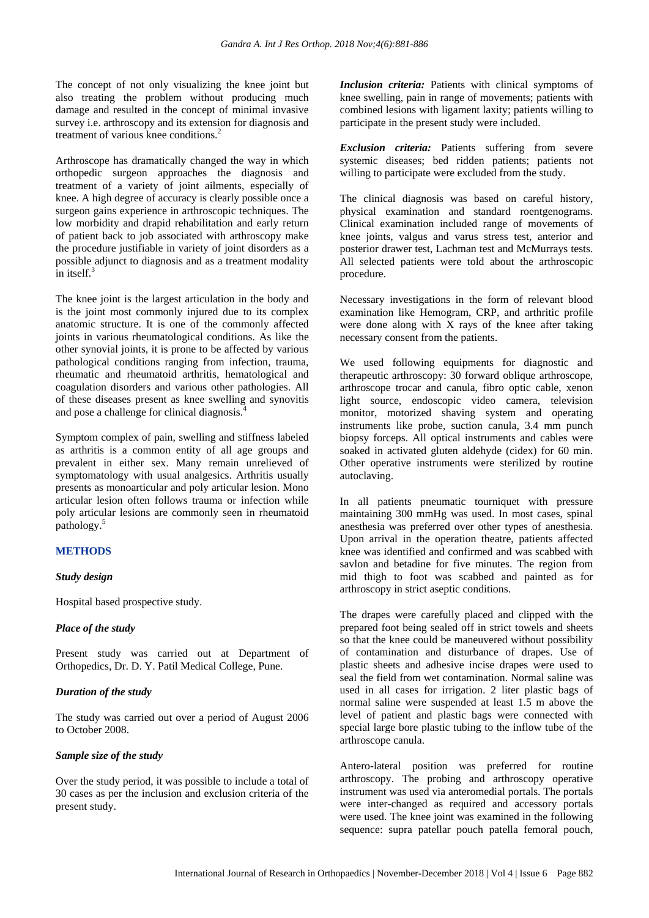The concept of not only visualizing the knee joint but also treating the problem without producing much damage and resulted in the concept of minimal invasive survey i.e. arthroscopy and its extension for diagnosis and treatment of various knee conditions.[2]

Arthroscope has dramatically changed the way in which orthopedic surgeon approaches the diagnosis and treatment of a variety of joint ailments, especially of knee. A high degree of accuracy is clearly possible once a surgeon gains experience in arthroscopic techniques. The low morbidity and drapid rehabilitation and early return of patient back to job associated with arthroscopy make the procedure justifiable in variety of joint disorders as a possible adjunct to diagnosis and as a treatment modality in itself.[3]

The knee joint is the largest articulation in the body and is the joint most commonly injured due to its complex anatomic structure. It is one of the commonly affected joints in various rheumatological conditions. As like the other synovial joints, it is prone to be affected by various pathological conditions ranging from infection, trauma, rheumatic and rheumatoid arthritis, hematological and coagulation disorders and various other pathologies. All of these diseases present as knee swelling and synovitis and pose a challenge for clinical diagnosis.[4]

Symptom complex of pain, swelling and stiffness labeled as arthritis is a common entity of all age groups and prevalent in either sex. Many remain unrelieved of symptomatology with usual analgesics. Arthritis usually presents as monoarticular and poly articular lesion. Mono articular lesion often follows trauma or infection while poly articular lesions are commonly seen in rheumatoid pathology.[5]

## METHODS

### *Study design*

Hospital based prospective study.

### *Place of the study*

Present study was carried out at Department of Orthopedics, Dr. D. Y. Patil Medical College, Pune.

### *Duration of the study*

The study was carried out over a period of August 2006 to October 2008.

### *Sample size of the study*

Over the study period, it was possible to include a total of 30 cases as per the inclusion and exclusion criteria of the present study.

***Inclusion criteria:*** Patients with clinical symptoms of knee swelling, pain in range of movements; patients with combined lesions with ligament laxity; patients willing to participate in the present study were included.

***Exclusion criteria:*** Patients suffering from severe systemic diseases; bed ridden patients; patients not willing to participate were excluded from the study.

The clinical diagnosis was based on careful history, physical examination and standard roentgenograms. Clinical examination included range of movements of knee joints, valgus and varus stress test, anterior and posterior drawer test, Lachman test and McMurrays tests. All selected patients were told about the arthroscopic procedure.

Necessary investigations in the form of relevant blood examination like Hemogram, CRP, and arthritic profile were done along with X rays of the knee after taking necessary consent from the patients.

We used following equipments for diagnostic and therapeutic arthroscopy: 30 forward oblique arthroscope, arthroscope trocar and canula, fibro optic cable, xenon light source, endoscopic video camera, television monitor, motorized shaving system and operating instruments like probe, suction canula, 3.4 mm punch biopsy forceps. All optical instruments and cables were soaked in activated gluten aldehyde (cidex) for 60 min. Other operative instruments were sterilized by routine autoclaving.

In all patients pneumatic tourniquet with pressure maintaining 300 mmHg was used. In most cases, spinal anesthesia was preferred over other types of anesthesia. Upon arrival in the operation theatre, patients affected knee was identified and confirmed and was scabbed with savlon and betadine for five minutes. The region from mid thigh to foot was scabbed and painted as for arthroscopy in strict aseptic conditions.

The drapes were carefully placed and clipped with the prepared foot being sealed off in strict towels and sheets so that the knee could be maneuvered without possibility of contamination and disturbance of drapes. Use of plastic sheets and adhesive incise drapes were used to seal the field from wet contamination. Normal saline was used in all cases for irrigation. 2 liter plastic bags of normal saline were suspended at least 1.5 m above the level of patient and plastic bags were connected with special large bore plastic tubing to the inflow tube of the arthroscope canula.

Antero-lateral position was preferred for routine arthroscopy. The probing and arthroscopy operative instrument was used via anteromedial portals. The portals were inter-changed as required and accessory portals were used. The knee joint was examined in the following sequence: supra patellar pouch patella femoral pouch,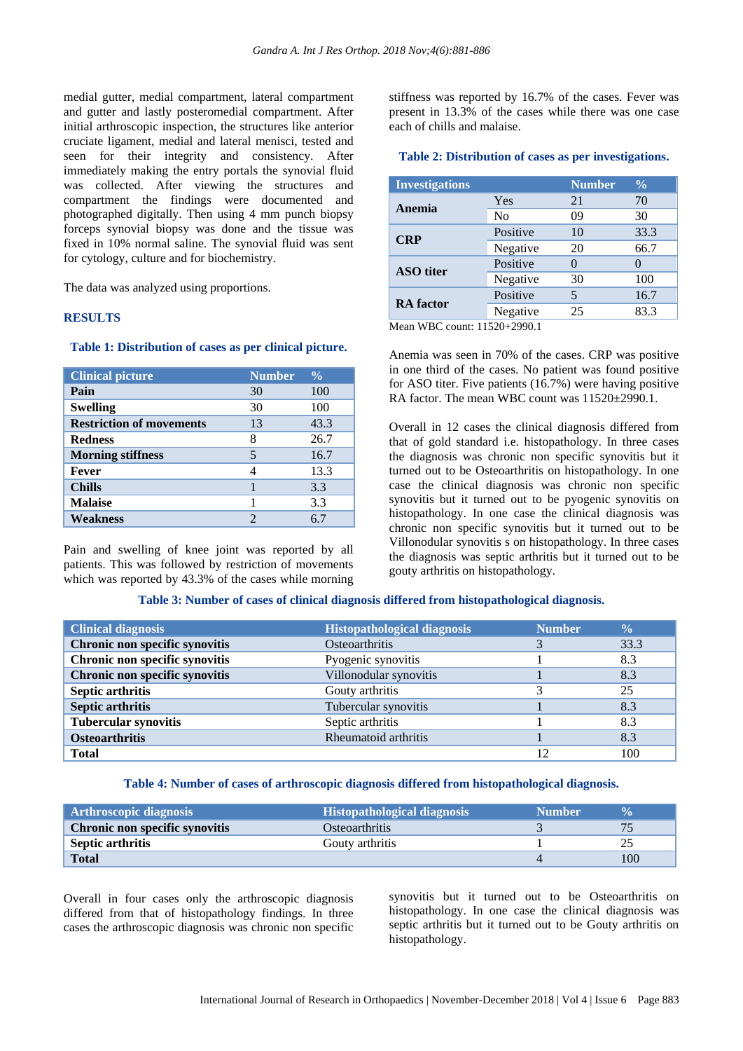medial gutter, medial compartment, lateral compartment and gutter and lastly posteromedial compartment. After initial arthroscopic inspection, the structures like anterior cruciate ligament, medial and lateral menisci, tested and seen for their integrity and consistency. After immediately making the entry portals the synovial fluid was collected. After viewing the structures and compartment the findings were documented and photographed digitally. Then using 4 mm punch biopsy forceps synovial biopsy was done and the tissue was fixed in 10% normal saline. The synovial fluid was sent for cytology, culture and for biochemistry.

The data was analyzed using proportions.

## RESULTS

**Table 1: Distribution of cases as per clinical picture.**

| Clinical picture | Number | % |
|---|---|---|
| **Pain** | 30 | 100 |
| **Swelling** | 30 | 100 |
| **Restriction of movements** | 13 | 43.3 |
| **Redness** | 8 | 26.7 |
| **Morning stiffness** | 5 | 16.7 |
| **Fever** | 4 | 13.3 |
| **Chills** | 1 | 3.3 |
| **Malaise** | 1 | 3.3 |
| **Weakness** | 2 | 6.7 |

Pain and swelling of knee joint was reported by all patients. This was followed by restriction of movements which was reported by 43.3% of the cases while morning stiffness was reported by 16.7% of the cases. Fever was present in 13.3% of the cases while there was one case each of chills and malaise.

**Table 2: Distribution of cases as per investigations.**

| Investigations | | Number | % |
|---|---|---|---|
| **Anemia** | Yes | 21 | 70 |
| | No | 09 | 30 |
| **CRP** | Positive | 10 | 33.3 |
| | Negative | 20 | 66.7 |
| **ASO titer** | Positive | 0 | 0 |
| | Negative | 30 | 100 |
| **RA factor** | Positive | 5 | 16.7 |
| | Negative | 25 | 83.3 |

Mean WBC count: 11520+2990.1

Anemia was seen in 70% of the cases. CRP was positive in one third of the cases. No patient was found positive for ASO titer. Five patients (16.7%) were having positive RA factor. The mean WBC count was 11520±2990.1.

Overall in 12 cases the clinical diagnosis differed from that of gold standard i.e. histopathology. In three cases the diagnosis was chronic non specific synovitis but it turned out to be Osteoarthritis on histopathology. In one case the clinical diagnosis was chronic non specific synovitis but it turned out to be pyogenic synovitis on histopathology. In one case the clinical diagnosis was chronic non specific synovitis but it turned out to be Villonodular synovitis s on histopathology. In three cases the diagnosis was septic arthritis but it turned out to be gouty arthritis on histopathology.

**Table 3: Number of cases of clinical diagnosis differed from histopathological diagnosis.**

| Clinical diagnosis | Histopathological diagnosis | Number | % |
|---|---|---|---|
| **Chronic non specific synovitis** | Osteoarthritis | 3 | 33.3 |
| **Chronic non specific synovitis** | Pyogenic synovitis | 1 | 8.3 |
| **Chronic non specific synovitis** | Villonodular synovitis | 1 | 8.3 |
| **Septic arthritis** | Gouty arthritis | 3 | 25 |
| **Septic arthritis** | Tubercular synovitis | 1 | 8.3 |
| **Tubercular synovitis** | Septic arthritis | 1 | 8.3 |
| **Osteoarthritis** | Rheumatoid arthritis | 1 | 8.3 |
| **Total** | | 12 | 100 |

**Table 4: Number of cases of arthroscopic diagnosis differed from histopathological diagnosis.**

| Arthroscopic diagnosis | Histopathological diagnosis | Number | % |
|---|---|---|---|
| **Chronic non specific synovitis** | Osteoarthritis | 3 | 75 |
| **Septic arthritis** | Gouty arthritis | 1 | 25 |
| **Total** | | 4 | 100 |

Overall in four cases only the arthroscopic diagnosis differed from that of histopathology findings. In three cases the arthroscopic diagnosis was chronic non specific synovitis but it turned out to be Osteoarthritis on histopathology. In one case the clinical diagnosis was septic arthritis but it turned out to be Gouty arthritis on histopathology.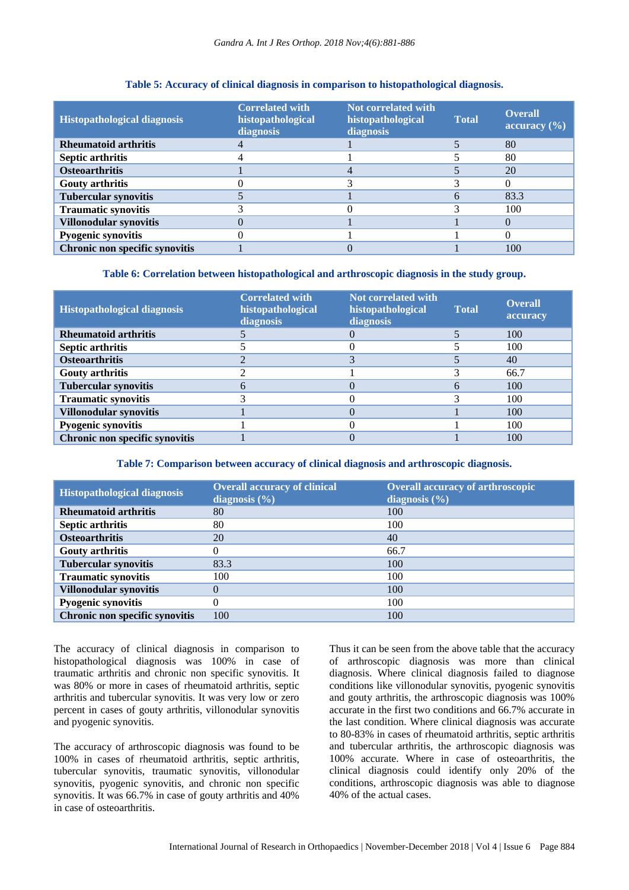**Table 5: Accuracy of clinical diagnosis in comparison to histopathological diagnosis.**

| Histopathological diagnosis | Correlated with histopathological diagnosis | Not correlated with histopathological diagnosis | Total | Overall accuracy (%) |
|---|---|---|---|---|
| **Rheumatoid arthritis** | 4 | 1 | 5 | 80 |
| **Septic arthritis** | 4 | 1 | 5 | 80 |
| **Osteoarthritis** | 1 | 4 | 5 | 20 |
| **Gouty arthritis** | 0 | 3 | 3 | 0 |
| **Tubercular synovitis** | 5 | 1 | 6 | 83.3 |
| **Traumatic synovitis** | 3 | 0 | 3 | 100 |
| **Villonodular synovitis** | 0 | 1 | 1 | 0 |
| **Pyogenic synovitis** | 0 | 1 | 1 | 0 |
| **Chronic non specific synovitis** | 1 | 0 | 1 | 100 |

**Table 6: Correlation between histopathological and arthroscopic diagnosis in the study group.**

| Histopathological diagnosis | Correlated with histopathological diagnosis | Not correlated with histopathological diagnosis | Total | Overall accuracy |
|---|---|---|---|---|
| **Rheumatoid arthritis** | 5 | 0 | 5 | 100 |
| **Septic arthritis** | 5 | 0 | 5 | 100 |
| **Osteoarthritis** | 2 | 3 | 5 | 40 |
| **Gouty arthritis** | 2 | 1 | 3 | 66.7 |
| **Tubercular synovitis** | 6 | 0 | 6 | 100 |
| **Traumatic synovitis** | 3 | 0 | 3 | 100 |
| **Villonodular synovitis** | 1 | 0 | 1 | 100 |
| **Pyogenic synovitis** | 1 | 0 | 1 | 100 |
| **Chronic non specific synovitis** | 1 | 0 | 1 | 100 |

**Table 7: Comparison between accuracy of clinical diagnosis and arthroscopic diagnosis.**

| Histopathological diagnosis | Overall accuracy of clinical diagnosis (%) | Overall accuracy of arthroscopic diagnosis (%) |
|---|---|---|
| **Rheumatoid arthritis** | 80 | 100 |
| **Septic arthritis** | 80 | 100 |
| **Osteoarthritis** | 20 | 40 |
| **Gouty arthritis** | 0 | 66.7 |
| **Tubercular synovitis** | 83.3 | 100 |
| **Traumatic synovitis** | 100 | 100 |
| **Villonodular synovitis** | 0 | 100 |
| **Pyogenic synovitis** | 0 | 100 |
| **Chronic non specific synovitis** | 100 | 100 |

The accuracy of clinical diagnosis in comparison to histopathological diagnosis was 100% in case of traumatic arthritis and chronic non specific synovitis. It was 80% or more in cases of rheumatoid arthritis, septic arthritis and tubercular synovitis. It was very low or zero percent in cases of gouty arthritis, villonodular synovitis and pyogenic synovitis.

The accuracy of arthroscopic diagnosis was found to be 100% in cases of rheumatoid arthritis, septic arthritis, tubercular synovitis, traumatic synovitis, villonodular synovitis, pyogenic synovitis, and chronic non specific synovitis. It was 66.7% in case of gouty arthritis and 40% in case of osteoarthritis.

Thus it can be seen from the above table that the accuracy of arthroscopic diagnosis was more than clinical diagnosis. Where clinical diagnosis failed to diagnose conditions like villonodular synovitis, pyogenic synovitis and gouty arthritis, the arthroscopic diagnosis was 100% accurate in the first two conditions and 66.7% accurate in the last condition. Where clinical diagnosis was accurate to 80-83% in cases of rheumatoid arthritis, septic arthritis and tubercular arthritis, the arthroscopic diagnosis was 100% accurate. Where in case of osteoarthritis, the clinical diagnosis could identify only 20% of the conditions, arthroscopic diagnosis was able to diagnose 40% of the actual cases.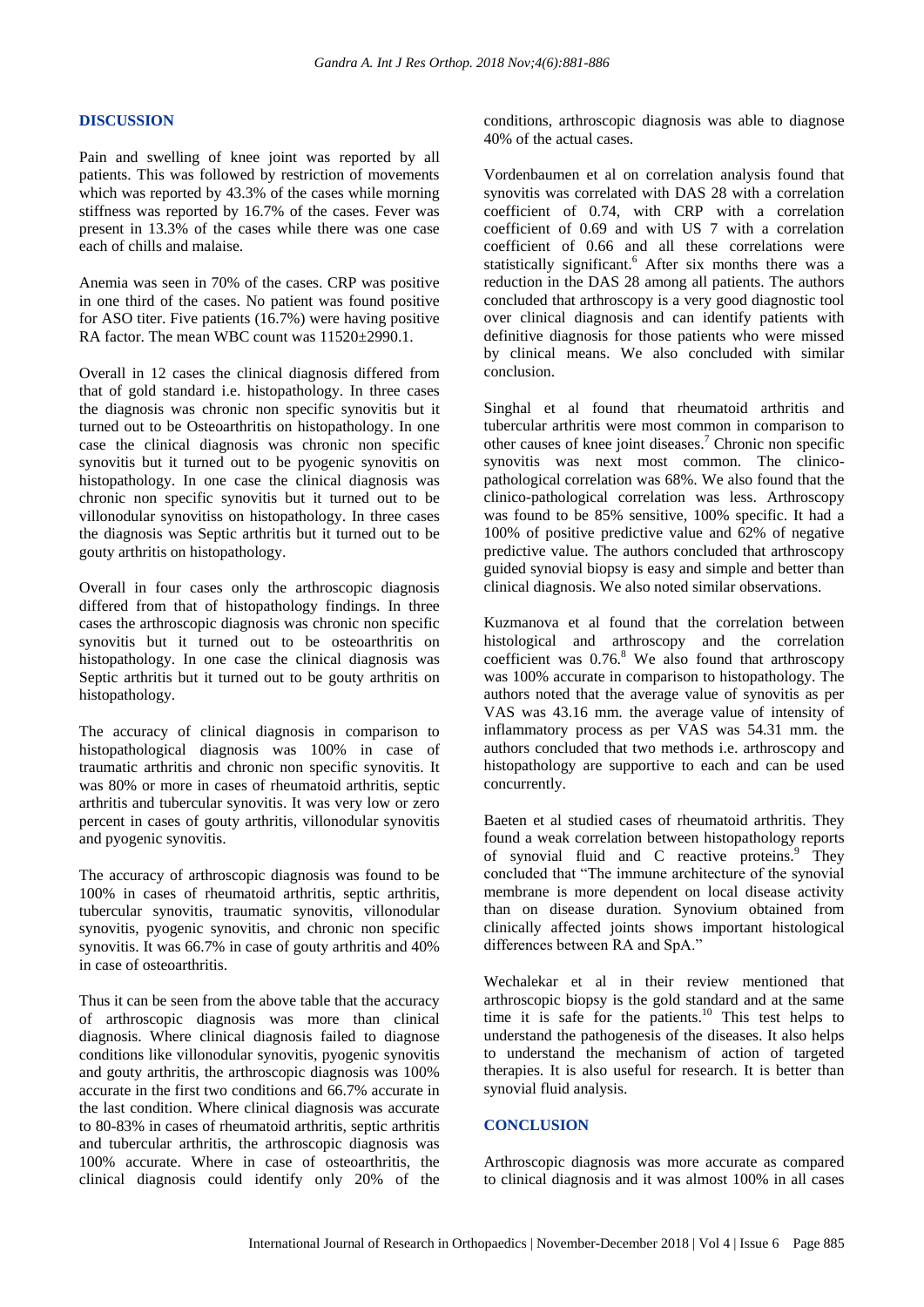## DISCUSSION

Pain and swelling of knee joint was reported by all patients. This was followed by restriction of movements which was reported by 43.3% of the cases while morning stiffness was reported by 16.7% of the cases. Fever was present in 13.3% of the cases while there was one case each of chills and malaise.

Anemia was seen in 70% of the cases. CRP was positive in one third of the cases. No patient was found positive for ASO titer. Five patients (16.7%) were having positive RA factor. The mean WBC count was 11520±2990.1.

Overall in 12 cases the clinical diagnosis differed from that of gold standard i.e. histopathology. In three cases the diagnosis was chronic non specific synovitis but it turned out to be Osteoarthritis on histopathology. In one case the clinical diagnosis was chronic non specific synovitis but it turned out to be pyogenic synovitis on histopathology. In one case the clinical diagnosis was chronic non specific synovitis but it turned out to be villonodular synovitiss on histopathology. In three cases the diagnosis was Septic arthritis but it turned out to be gouty arthritis on histopathology.

Overall in four cases only the arthroscopic diagnosis differed from that of histopathology findings. In three cases the arthroscopic diagnosis was chronic non specific synovitis but it turned out to be osteoarthritis on histopathology. In one case the clinical diagnosis was Septic arthritis but it turned out to be gouty arthritis on histopathology.

The accuracy of clinical diagnosis in comparison to histopathological diagnosis was 100% in case of traumatic arthritis and chronic non specific synovitis. It was 80% or more in cases of rheumatoid arthritis, septic arthritis and tubercular synovitis. It was very low or zero percent in cases of gouty arthritis, villonodular synovitis and pyogenic synovitis.

The accuracy of arthroscopic diagnosis was found to be 100% in cases of rheumatoid arthritis, septic arthritis, tubercular synovitis, traumatic synovitis, villonodular synovitis, pyogenic synovitis, and chronic non specific synovitis. It was 66.7% in case of gouty arthritis and 40% in case of osteoarthritis.

Thus it can be seen from the above table that the accuracy of arthroscopic diagnosis was more than clinical diagnosis. Where clinical diagnosis failed to diagnose conditions like villonodular synovitis, pyogenic synovitis and gouty arthritis, the arthroscopic diagnosis was 100% accurate in the first two conditions and 66.7% accurate in the last condition. Where clinical diagnosis was accurate to 80-83% in cases of rheumatoid arthritis, septic arthritis and tubercular arthritis, the arthroscopic diagnosis was 100% accurate. Where in case of osteoarthritis, the clinical diagnosis could identify only 20% of the conditions, arthroscopic diagnosis was able to diagnose 40% of the actual cases.

Vordenbaumen et al on correlation analysis found that synovitis was correlated with DAS 28 with a correlation coefficient of 0.74, with CRP with a correlation coefficient of 0.69 and with US 7 with a correlation coefficient of 0.66 and all these correlations were statistically significant.[6] After six months there was a reduction in the DAS 28 among all patients. The authors concluded that arthroscopy is a very good diagnostic tool over clinical diagnosis and can identify patients with definitive diagnosis for those patients who were missed by clinical means. We also concluded with similar conclusion.

Singhal et al found that rheumatoid arthritis and tubercular arthritis were most common in comparison to other causes of knee joint diseases.[7] Chronic non specific synovitis was next most common. The clinico-pathological correlation was 68%. We also found that the clinico-pathological correlation was less. Arthroscopy was found to be 85% sensitive, 100% specific. It had a 100% of positive predictive value and 62% of negative predictive value. The authors concluded that arthroscopy guided synovial biopsy is easy and simple and better than clinical diagnosis. We also noted similar observations.

Kuzmanova et al found that the correlation between histological and arthroscopy and the correlation coefficient was 0.76.[8] We also found that arthroscopy was 100% accurate in comparison to histopathology. The authors noted that the average value of synovitis as per VAS was 43.16 mm. the average value of intensity of inflammatory process as per VAS was 54.31 mm. the authors concluded that two methods i.e. arthroscopy and histopathology are supportive to each and can be used concurrently.

Baeten et al studied cases of rheumatoid arthritis. They found a weak correlation between histopathology reports of synovial fluid and C reactive proteins.[9] They concluded that "The immune architecture of the synovial membrane is more dependent on local disease activity than on disease duration. Synovium obtained from clinically affected joints shows important histological differences between RA and SpA."

Wechalekar et al in their review mentioned that arthroscopic biopsy is the gold standard and at the same time it is safe for the patients.[10] This test helps to understand the pathogenesis of the diseases. It also helps to understand the mechanism of action of targeted therapies. It is also useful for research. It is better than synovial fluid analysis.

## CONCLUSION

Arthroscopic diagnosis was more accurate as compared to clinical diagnosis and it was almost 100% in all cases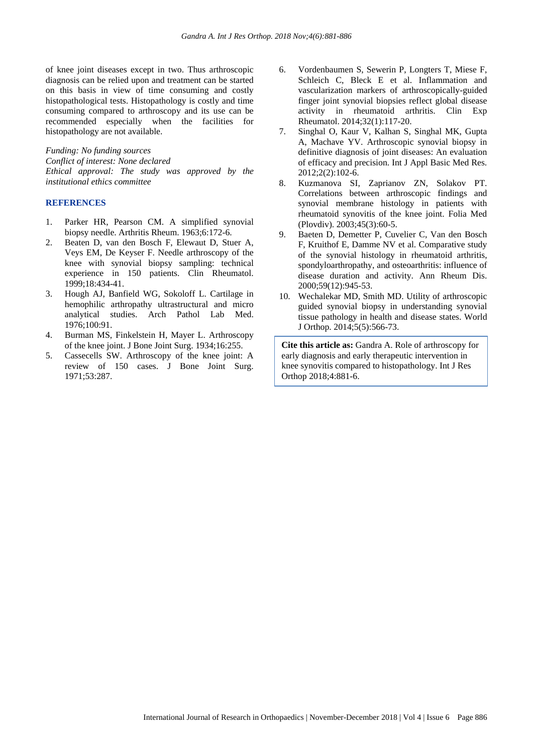of knee joint diseases except in two. Thus arthroscopic diagnosis can be relied upon and treatment can be started on this basis in view of time consuming and costly histopathological tests. Histopathology is costly and time consuming compared to arthroscopy and its use can be recommended especially when the facilities for histopathology are not available.

*Funding: No funding sources*
*Conflict of interest: None declared*
*Ethical approval: The study was approved by the institutional ethics committee*

## REFERENCES

1. Parker HR, Pearson CM. A simplified synovial biopsy needle. Arthritis Rheum. 1963;6:172-6.
2. Beaten D, van den Bosch F, Elewaut D, Stuer A, Veys EM, De Keyser F. Needle arthroscopy of the knee with synovial biopsy sampling: technical experience in 150 patients. Clin Rheumatol. 1999;18:434-41.
3. Hough AJ, Banfield WG, Sokoloff L. Cartilage in hemophilic arthropathy ultrastructural and micro analytical studies. Arch Pathol Lab Med. 1976;100:91.
4. Burman MS, Finkelstein H, Mayer L. Arthroscopy of the knee joint. J Bone Joint Surg. 1934;16:255.
5. Cassecells SW. Arthroscopy of the knee joint: A review of 150 cases. J Bone Joint Surg. 1971;53:287.
6. Vordenbaumen S, Sewerin P, Longters T, Miese F, Schleich C, Bleck E et al. Inflammation and vascularization markers of arthroscopically-guided finger joint synovial biopsies reflect global disease activity in rheumatoid arthritis. Clin Exp Rheumatol. 2014;32(1):117-20.
7. Singhal O, Kaur V, Kalhan S, Singhal MK, Gupta A, Machave YV. Arthroscopic synovial biopsy in definitive diagnosis of joint diseases: An evaluation of efficacy and precision. Int J Appl Basic Med Res. 2012;2(2):102-6.
8. Kuzmanova SI, Zaprianov ZN, Solakov PT. Correlations between arthroscopic findings and synovial membrane histology in patients with rheumatoid synovitis of the knee joint. Folia Med (Plovdiv). 2003;45(3):60-5.
9. Baeten D, Demetter P, Cuvelier C, Van den Bosch F, Kruithof E, Damme NV et al. Comparative study of the synovial histology in rheumatoid arthritis, spondyloarthropathy, and osteoarthritis: influence of disease duration and activity. Ann Rheum Dis. 2000;59(12):945-53.
10. Wechalekar MD, Smith MD. Utility of arthroscopic guided synovial biopsy in understanding synovial tissue pathology in health and disease states. World J Orthop. 2014;5(5):566-73.

**Cite this article as:** Gandra A. Role of arthroscopy for early diagnosis and early therapeutic intervention in knee synovitis compared to histopathology. Int J Res Orthop 2018;4:881-6.